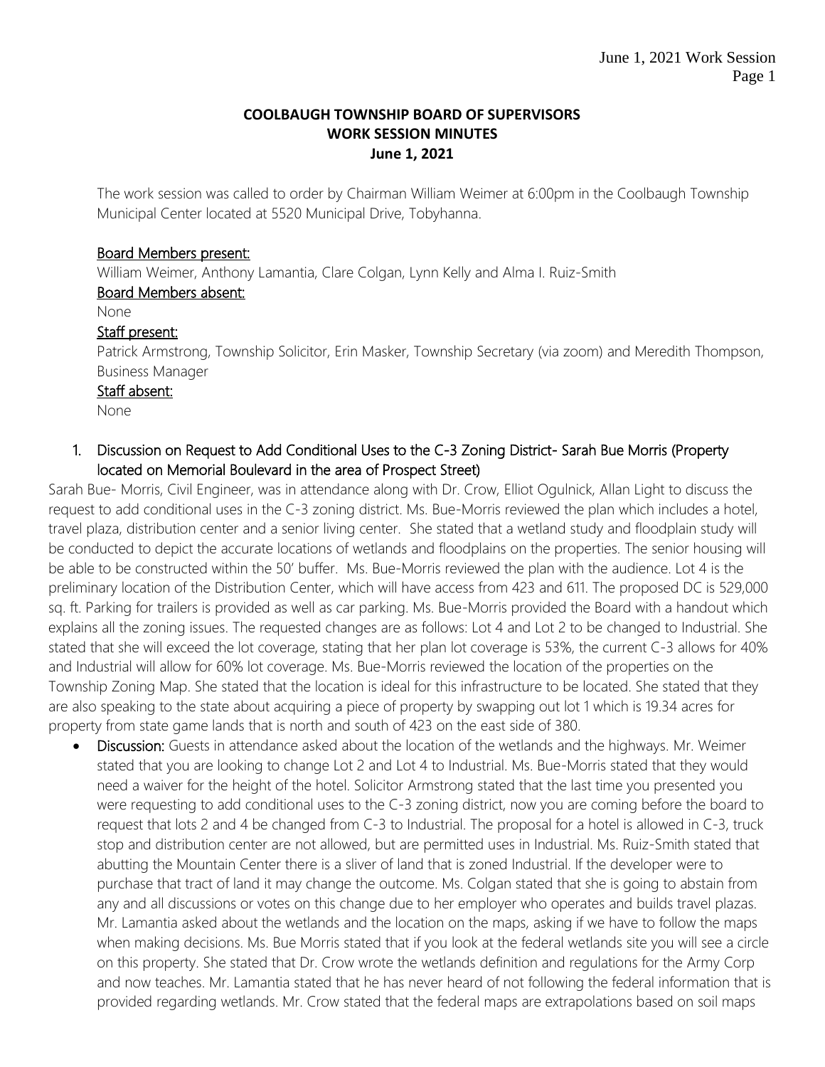# COOLBAUGH TOWNSHIP BOARD OF SUPERVISORS
## WORK SESSION MINUTES
### June 1, 2021

The work session was called to order by Chairman William Weimer at 6:00pm in the Coolbaugh Township Municipal Center located at 5520 Municipal Drive, Tobyhanna.

**Board Members present:**
William Weimer, Anthony Lamantia, Clare Colgan, Lynn Kelly and Alma I. Ruiz-Smith

**Board Members absent:**
None

**Staff present:**
Patrick Armstrong, Township Solicitor, Erin Masker, Township Secretary (via zoom) and Meredith Thompson, Business Manager

**Staff absent:**
None

1. **Discussion on Request to Add Conditional Uses to the C-3 Zoning District- Sarah Bue Morris (Property located on Memorial Boulevard in the area of Prospect Street)**

Sarah Bue- Morris, Civil Engineer, was in attendance along with Dr. Crow, Elliot Ogulnick, Allan Light to discuss the request to add conditional uses in the C-3 zoning district. Ms. Bue-Morris reviewed the plan which includes a hotel, travel plaza, distribution center and a senior living center. She stated that a wetland study and floodplain study will be conducted to depict the accurate locations of wetlands and floodplains on the properties. The senior housing will be able to be constructed within the 50' buffer. Ms. Bue-Morris reviewed the plan with the audience. Lot 4 is the preliminary location of the Distribution Center, which will have access from 423 and 611. The proposed DC is 529,000 sq. ft. Parking for trailers is provided as well as car parking. Ms. Bue-Morris provided the Board with a handout which explains all the zoning issues. The requested changes are as follows: Lot 4 and Lot 2 to be changed to Industrial. She stated that she will exceed the lot coverage, stating that her plan lot coverage is 53%, the current C-3 allows for 40% and Industrial will allow for 60% lot coverage. Ms. Bue-Morris reviewed the location of the properties on the Township Zoning Map. She stated that the location is ideal for this infrastructure to be located. She stated that they are also speaking to the state about acquiring a piece of property by swapping out lot 1 which is 19.34 acres for property from state game lands that is north and south of 423 on the east side of 380.

- **Discussion:** Guests in attendance asked about the location of the wetlands and the highways. Mr. Weimer stated that you are looking to change Lot 2 and Lot 4 to Industrial. Ms. Bue-Morris stated that they would need a waiver for the height of the hotel. Solicitor Armstrong stated that the last time you presented you were requesting to add conditional uses to the C-3 zoning district, now you are coming before the board to request that lots 2 and 4 be changed from C-3 to Industrial. The proposal for a hotel is allowed in C-3, truck stop and distribution center are not allowed, but are permitted uses in Industrial. Ms. Ruiz-Smith stated that abutting the Mountain Center there is a sliver of land that is zoned Industrial. If the developer were to purchase that tract of land it may change the outcome. Ms. Colgan stated that she is going to abstain from any and all discussions or votes on this change due to her employer who operates and builds travel plazas. Mr. Lamantia asked about the wetlands and the location on the maps, asking if we have to follow the maps when making decisions. Ms. Bue Morris stated that if you look at the federal wetlands site you will see a circle on this property. She stated that Dr. Crow wrote the wetlands definition and regulations for the Army Corp and now teaches. Mr. Lamantia stated that he has never heard of not following the federal information that is provided regarding wetlands. Mr. Crow stated that the federal maps are extrapolations based on soil maps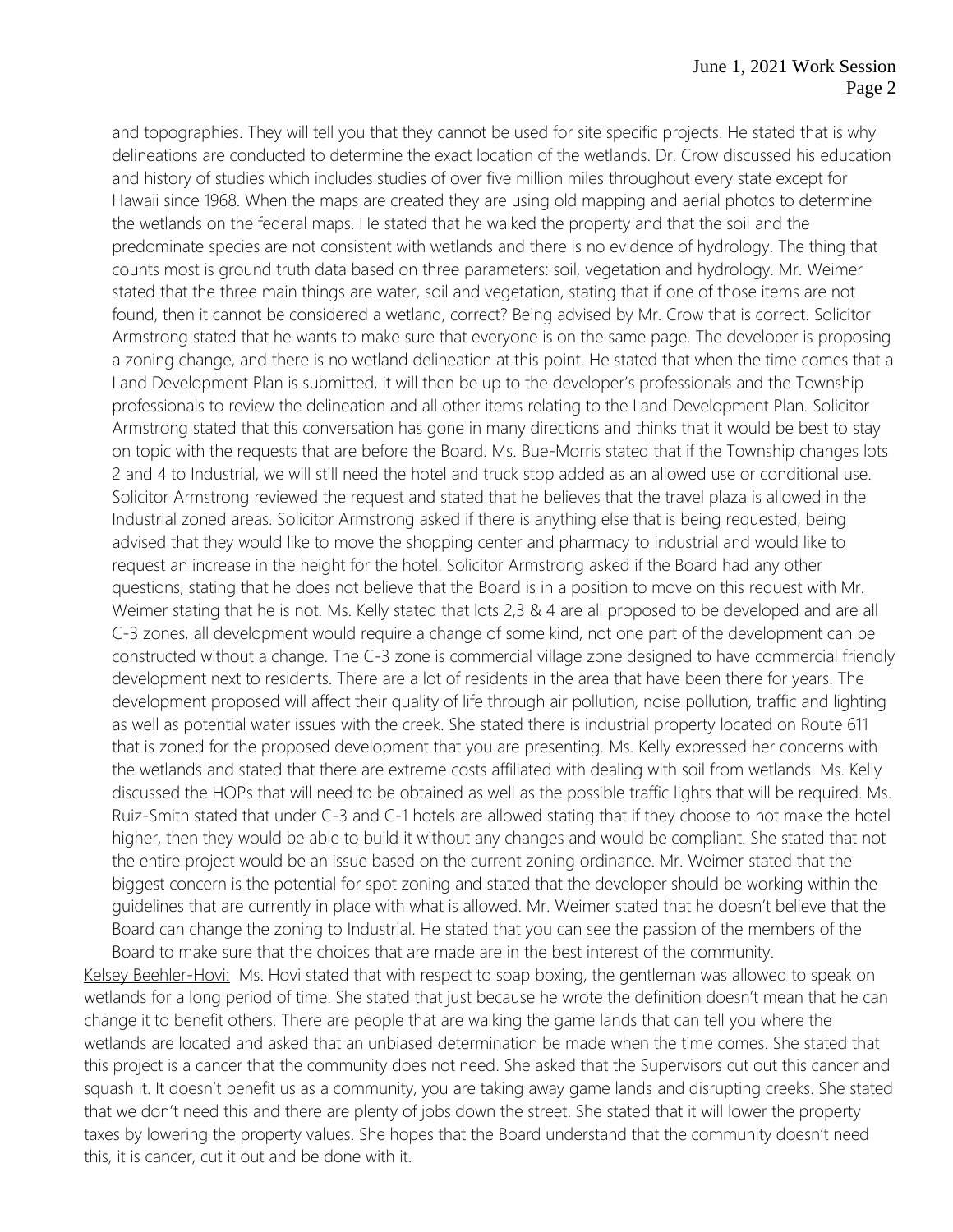and topographies. They will tell you that they cannot be used for site specific projects. He stated that is why delineations are conducted to determine the exact location of the wetlands. Dr. Crow discussed his education and history of studies which includes studies of over five million miles throughout every state except for Hawaii since 1968. When the maps are created they are using old mapping and aerial photos to determine the wetlands on the federal maps. He stated that he walked the property and that the soil and the predominate species are not consistent with wetlands and there is no evidence of hydrology. The thing that counts most is ground truth data based on three parameters: soil, vegetation and hydrology. Mr. Weimer stated that the three main things are water, soil and vegetation, stating that if one of those items are not found, then it cannot be considered a wetland, correct? Being advised by Mr. Crow that is correct. Solicitor Armstrong stated that he wants to make sure that everyone is on the same page. The developer is proposing a zoning change, and there is no wetland delineation at this point. He stated that when the time comes that a Land Development Plan is submitted, it will then be up to the developer's professionals and the Township professionals to review the delineation and all other items relating to the Land Development Plan. Solicitor Armstrong stated that this conversation has gone in many directions and thinks that it would be best to stay on topic with the requests that are before the Board. Ms. Bue-Morris stated that if the Township changes lots 2 and 4 to Industrial, we will still need the hotel and truck stop added as an allowed use or conditional use. Solicitor Armstrong reviewed the request and stated that he believes that the travel plaza is allowed in the Industrial zoned areas. Solicitor Armstrong asked if there is anything else that is being requested, being advised that they would like to move the shopping center and pharmacy to industrial and would like to request an increase in the height for the hotel. Solicitor Armstrong asked if the Board had any other questions, stating that he does not believe that the Board is in a position to move on this request with Mr. Weimer stating that he is not. Ms. Kelly stated that lots 2,3 & 4 are all proposed to be developed and are all C-3 zones, all development would require a change of some kind, not one part of the development can be constructed without a change. The C-3 zone is commercial village zone designed to have commercial friendly development next to residents. There are a lot of residents in the area that have been there for years. The development proposed will affect their quality of life through air pollution, noise pollution, traffic and lighting as well as potential water issues with the creek. She stated there is industrial property located on Route 611 that is zoned for the proposed development that you are presenting. Ms. Kelly expressed her concerns with the wetlands and stated that there are extreme costs affiliated with dealing with soil from wetlands. Ms. Kelly discussed the HOPs that will need to be obtained as well as the possible traffic lights that will be required. Ms. Ruiz-Smith stated that under C-3 and C-1 hotels are allowed stating that if they choose to not make the hotel higher, then they would be able to build it without any changes and would be compliant. She stated that not the entire project would be an issue based on the current zoning ordinance. Mr. Weimer stated that the biggest concern is the potential for spot zoning and stated that the developer should be working within the guidelines that are currently in place with what is allowed. Mr. Weimer stated that he doesn't believe that the Board can change the zoning to Industrial. He stated that you can see the passion of the members of the Board to make sure that the choices that are made are in the best interest of the community.

Kelsey Beehler-Hovi: Ms. Hovi stated that with respect to soap boxing, the gentleman was allowed to speak on wetlands for a long period of time. She stated that just because he wrote the definition doesn't mean that he can change it to benefit others. There are people that are walking the game lands that can tell you where the wetlands are located and asked that an unbiased determination be made when the time comes. She stated that this project is a cancer that the community does not need. She asked that the Supervisors cut out this cancer and squash it. It doesn't benefit us as a community, you are taking away game lands and disrupting creeks. She stated that we don't need this and there are plenty of jobs down the street. She stated that it will lower the property taxes by lowering the property values. She hopes that the Board understand that the community doesn't need this, it is cancer, cut it out and be done with it.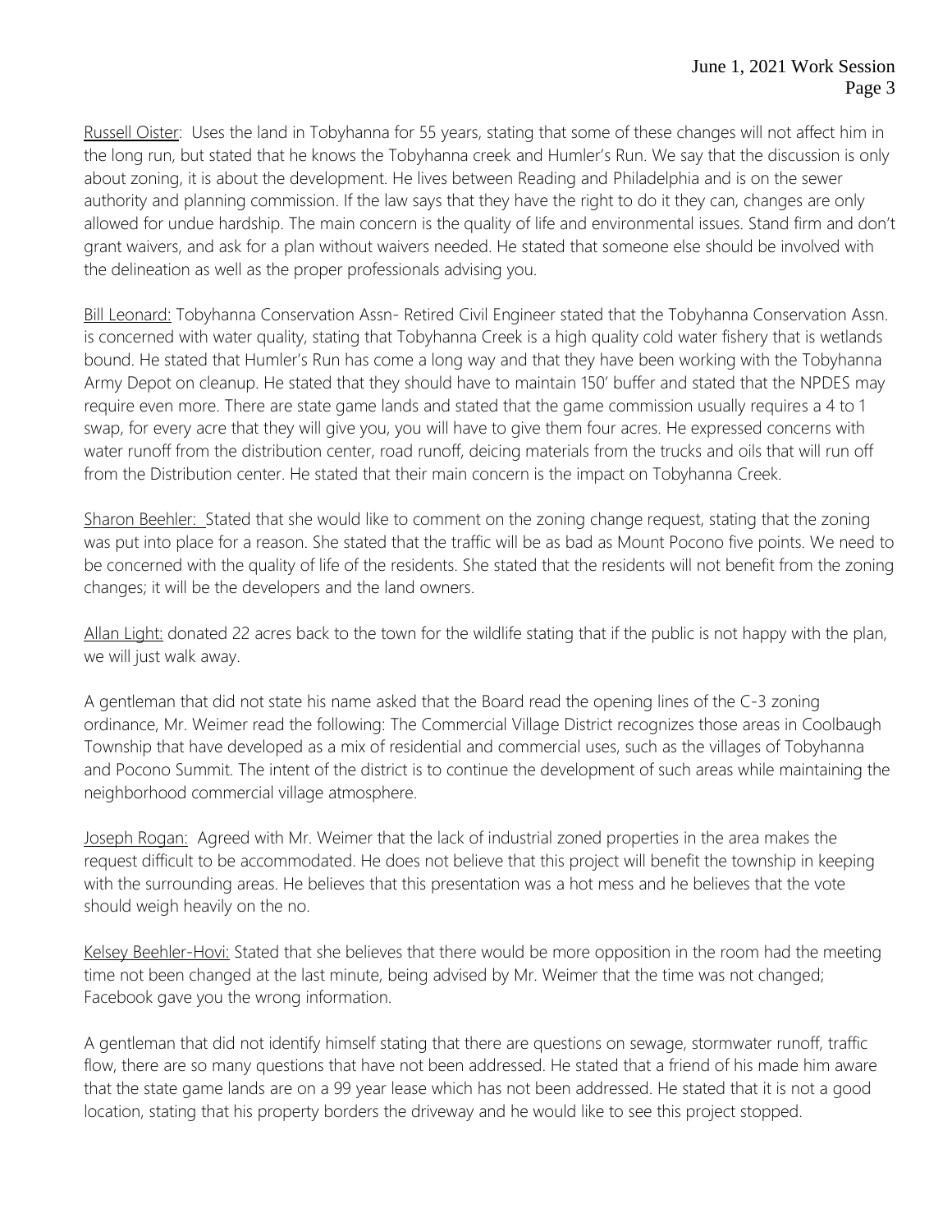<u>Russell Oister</u>: Uses the land in Tobyhanna for 55 years, stating that some of these changes will not affect him in the long run, but stated that he knows the Tobyhanna creek and Humler's Run. We say that the discussion is only about zoning, it is about the development. He lives between Reading and Philadelphia and is on the sewer authority and planning commission. If the law says that they have the right to do it they can, changes are only allowed for undue hardship. The main concern is the quality of life and environmental issues. Stand firm and don't grant waivers, and ask for a plan without waivers needed. He stated that someone else should be involved with the delineation as well as the proper professionals advising you.

<u>Bill Leonard:</u> Tobyhanna Conservation Assn- Retired Civil Engineer stated that the Tobyhanna Conservation Assn. is concerned with water quality, stating that Tobyhanna Creek is a high quality cold water fishery that is wetlands bound. He stated that Humler's Run has come a long way and that they have been working with the Tobyhanna Army Depot on cleanup. He stated that they should have to maintain 150' buffer and stated that the NPDES may require even more. There are state game lands and stated that the game commission usually requires a 4 to 1 swap, for every acre that they will give you, you will have to give them four acres. He expressed concerns with water runoff from the distribution center, road runoff, deicing materials from the trucks and oils that will run off from the Distribution center. He stated that their main concern is the impact on Tobyhanna Creek.

<u>Sharon Beehler:</u> Stated that she would like to comment on the zoning change request, stating that the zoning was put into place for a reason. She stated that the traffic will be as bad as Mount Pocono five points. We need to be concerned with the quality of life of the residents. She stated that the residents will not benefit from the zoning changes; it will be the developers and the land owners.

<u>Allan Light:</u> donated 22 acres back to the town for the wildlife stating that if the public is not happy with the plan, we will just walk away.

A gentleman that did not state his name asked that the Board read the opening lines of the C-3 zoning ordinance, Mr. Weimer read the following: The Commercial Village District recognizes those areas in Coolbaugh Township that have developed as a mix of residential and commercial uses, such as the villages of Tobyhanna and Pocono Summit. The intent of the district is to continue the development of such areas while maintaining the neighborhood commercial village atmosphere.

<u>Joseph Rogan:</u> Agreed with Mr. Weimer that the lack of industrial zoned properties in the area makes the request difficult to be accommodated. He does not believe that this project will benefit the township in keeping with the surrounding areas. He believes that this presentation was a hot mess and he believes that the vote should weigh heavily on the no.

<u>Kelsey Beehler-Hovi:</u> Stated that she believes that there would be more opposition in the room had the meeting time not been changed at the last minute, being advised by Mr. Weimer that the time was not changed; Facebook gave you the wrong information.

A gentleman that did not identify himself stating that there are questions on sewage, stormwater runoff, traffic flow, there are so many questions that have not been addressed. He stated that a friend of his made him aware that the state game lands are on a 99 year lease which has not been addressed. He stated that it is not a good location, stating that his property borders the driveway and he would like to see this project stopped.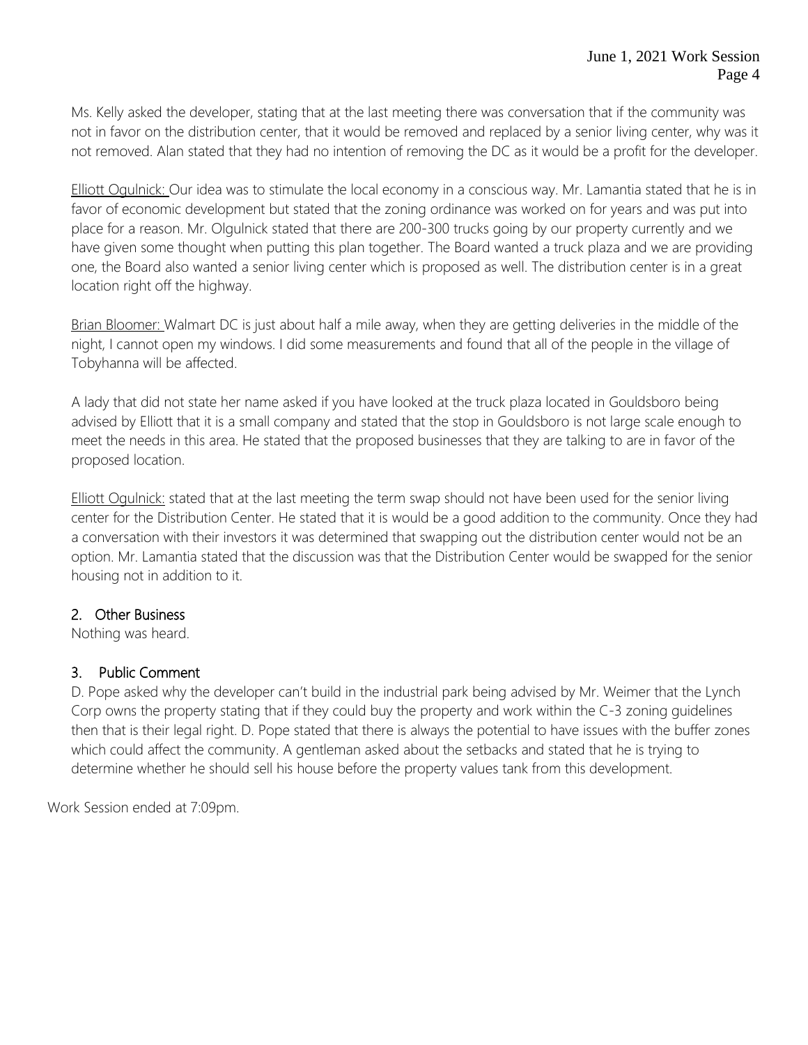Ms. Kelly asked the developer, stating that at the last meeting there was conversation that if the community was not in favor on the distribution center, that it would be removed and replaced by a senior living center, why was it not removed. Alan stated that they had no intention of removing the DC as it would be a profit for the developer.

Elliott Ogulnick: Our idea was to stimulate the local economy in a conscious way. Mr. Lamantia stated that he is in favor of economic development but stated that the zoning ordinance was worked on for years and was put into place for a reason. Mr. Olgulnick stated that there are 200-300 trucks going by our property currently and we have given some thought when putting this plan together. The Board wanted a truck plaza and we are providing one, the Board also wanted a senior living center which is proposed as well. The distribution center is in a great location right off the highway.

Brian Bloomer: Walmart DC is just about half a mile away, when they are getting deliveries in the middle of the night, I cannot open my windows. I did some measurements and found that all of the people in the village of Tobyhanna will be affected.

A lady that did not state her name asked if you have looked at the truck plaza located in Gouldsboro being advised by Elliott that it is a small company and stated that the stop in Gouldsboro is not large scale enough to meet the needs in this area. He stated that the proposed businesses that they are talking to are in favor of the proposed location.

Elliott Ogulnick: stated that at the last meeting the term swap should not have been used for the senior living center for the Distribution Center. He stated that it is would be a good addition to the community. Once they had a conversation with their investors it was determined that swapping out the distribution center would not be an option. Mr. Lamantia stated that the discussion was that the Distribution Center would be swapped for the senior housing not in addition to it.

## 2. Other Business

Nothing was heard.

## 3. Public Comment

D. Pope asked why the developer can't build in the industrial park being advised by Mr. Weimer that the Lynch Corp owns the property stating that if they could buy the property and work within the C-3 zoning guidelines then that is their legal right. D. Pope stated that there is always the potential to have issues with the buffer zones which could affect the community. A gentleman asked about the setbacks and stated that he is trying to determine whether he should sell his house before the property values tank from this development.

Work Session ended at 7:09pm.